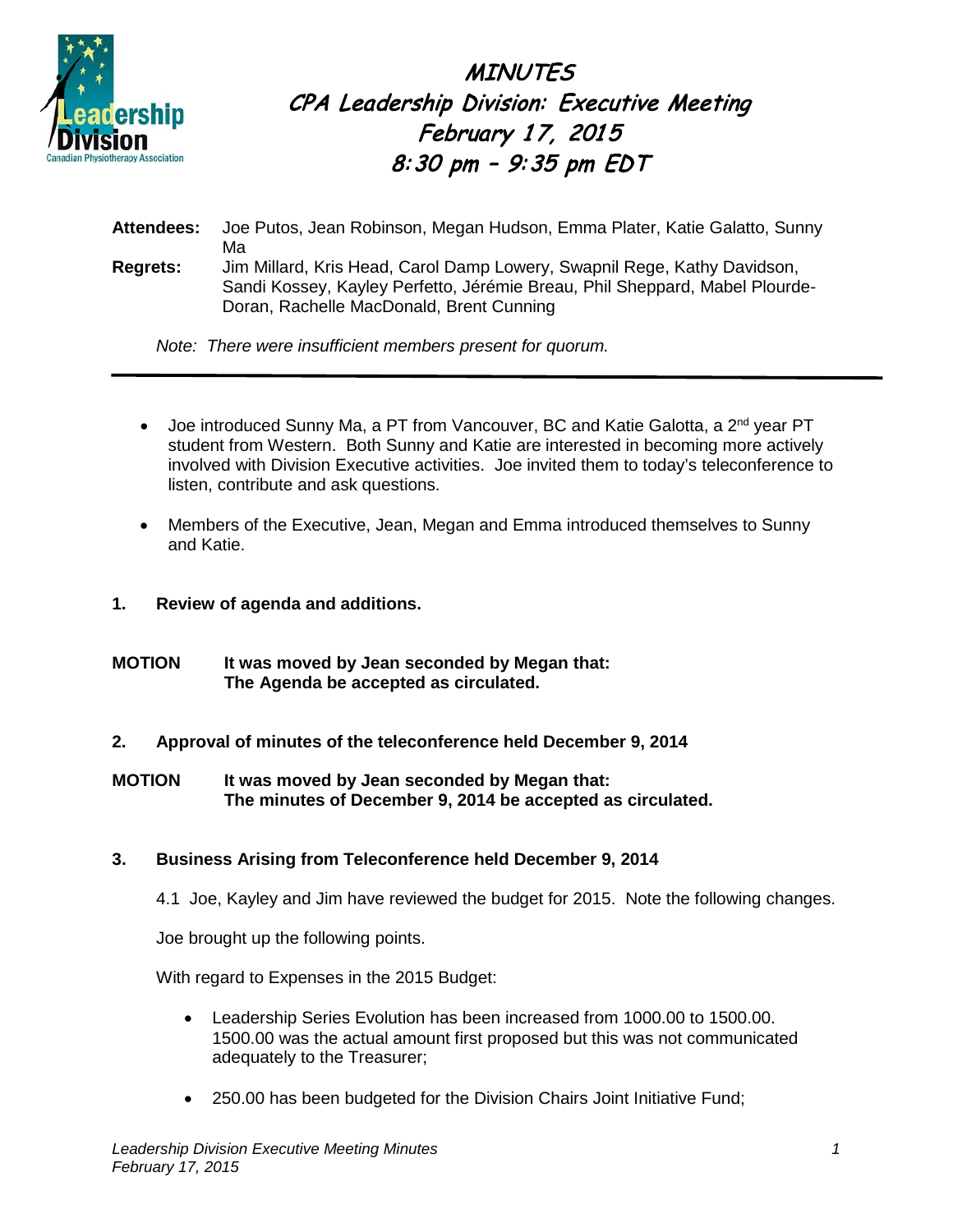# MINUTES

## CPA Leadership Division: Executive Meeting

## February 17, 2015

## 8:30 pm – 9:35 pm EDT

**Attendees:** Joe Putos, Jean Robinson, Megan Hudson, Emma Plater, Katie Galatto, Sunny Ma

**Regrets:** Jim Millard, Kris Head, Carol Damp Lowery, Swapnil Rege, Kathy Davidson, Sandi Kossey, Kayley Perfetto, Jérémie Breau, Phil Sheppard, Mabel Plourde-Doran, Rachelle MacDonald, Brent Cunning

*Note: There were insufficient members present for quorum.*

---

- Joe introduced Sunny Ma, a PT from Vancouver, BC and Katie Galotta, a 2nd year PT student from Western. Both Sunny and Katie are interested in becoming more actively involved with Division Executive activities. Joe invited them to today's teleconference to listen, contribute and ask questions.

- Members of the Executive, Jean, Megan and Emma introduced themselves to Sunny and Katie.

**1. Review of agenda and additions.**

**MOTION It was moved by Jean seconded by Megan that: The Agenda be accepted as circulated.**

**2. Approval of minutes of the teleconference held December 9, 2014**

**MOTION It was moved by Jean seconded by Megan that: The minutes of December 9, 2014 be accepted as circulated.**

**3. Business Arising from Teleconference held December 9, 2014**

4.1 Joe, Kayley and Jim have reviewed the budget for 2015. Note the following changes.

Joe brought up the following points.

With regard to Expenses in the 2015 Budget:

- Leadership Series Evolution has been increased from 1000.00 to 1500.00. 1500.00 was the actual amount first proposed but this was not communicated adequately to the Treasurer;

- 250.00 has been budgeted for the Division Chairs Joint Initiative Fund;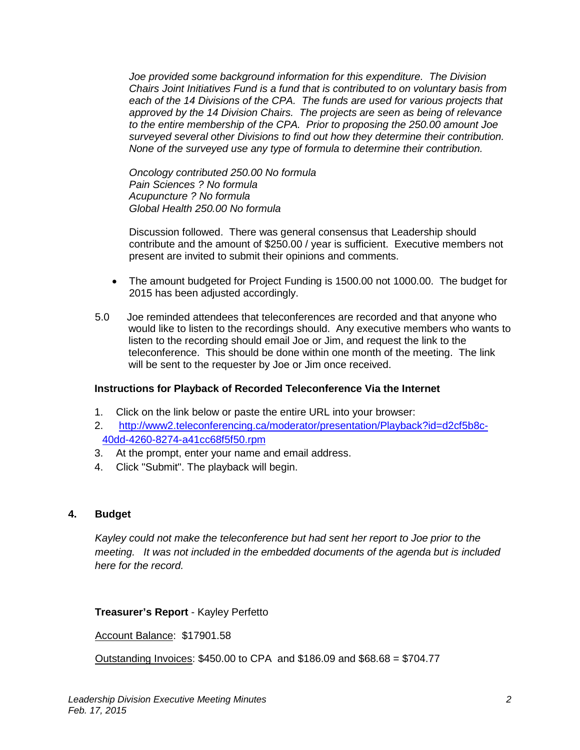*Joe provided some background information for this expenditure. The Division Chairs Joint Initiatives Fund is a fund that is contributed to on voluntary basis from each of the 14 Divisions of the CPA. The funds are used for various projects that approved by the 14 Division Chairs. The projects are seen as being of relevance to the entire membership of the CPA. Prior to proposing the 250.00 amount Joe surveyed several other Divisions to find out how they determine their contribution. None of the surveyed use any type of formula to determine their contribution.*

*Oncology contributed 250.00 No formula*
*Pain Sciences ? No formula*
*Acupuncture ? No formula*
*Global Health 250.00 No formula*

Discussion followed. There was general consensus that Leadership should contribute and the amount of $250.00 / year is sufficient. Executive members not present are invited to submit their opinions and comments.

- The amount budgeted for Project Funding is 1500.00 not 1000.00. The budget for 2015 has been adjusted accordingly.

5.0 Joe reminded attendees that teleconferences are recorded and that anyone who would like to listen to the recordings should. Any executive members who wants to listen to the recording should email Joe or Jim, and request the link to the teleconference. This should be done within one month of the meeting. The link will be sent to the requester by Joe or Jim once received.

**Instructions for Playback of Recorded Teleconference Via the Internet**

1. Click on the link below or paste the entire URL into your browser:
2. [http://www2.teleconferencing.ca/moderator/presentation/Playback?id=d2cf5b8c-40dd-4260-8274-a41cc68f5f50.rpm](http://www2.teleconferencing.ca/moderator/presentation/Playback?id=d2cf5b8c-40dd-4260-8274-a41cc68f5f50.rpm)
3. At the prompt, enter your name and email address.
4. Click "Submit". The playback will begin.

## 4. Budget

*Kayley could not make the teleconference but had sent her report to Joe prior to the meeting. It was not included in the embedded documents of the agenda but is included here for the record.*

**Treasurer's Report** - Kayley Perfetto

Account Balance: $17901.58

Outstanding Invoices: $450.00 to CPA and $186.09 and $68.68 = $704.77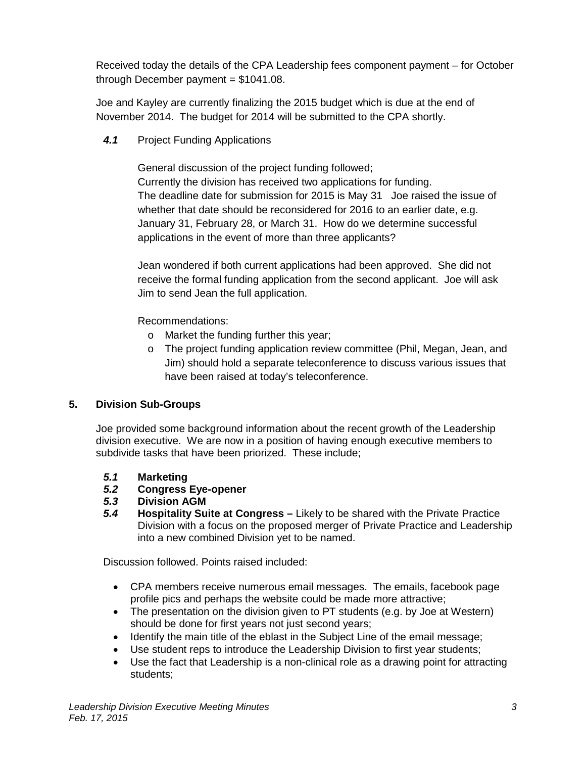Received today the details of the CPA Leadership fees component payment – for October through December payment = $1041.08.

Joe and Kayley are currently finalizing the 2015 budget which is due at the end of November 2014. The budget for 2014 will be submitted to the CPA shortly.

***4.1*** Project Funding Applications

General discussion of the project funding followed;
Currently the division has received two applications for funding.
The deadline date for submission for 2015 is May 31 Joe raised the issue of whether that date should be reconsidered for 2016 to an earlier date, e.g. January 31, February 28, or March 31. How do we determine successful applications in the event of more than three applicants?

Jean wondered if both current applications had been approved. She did not receive the formal funding application from the second applicant. Joe will ask Jim to send Jean the full application.

Recommendations:

- Market the funding further this year;
- The project funding application review committee (Phil, Megan, Jean, and Jim) should hold a separate teleconference to discuss various issues that have been raised at today's teleconference.

## 5. Division Sub-Groups

Joe provided some background information about the recent growth of the Leadership division executive. We are now in a position of having enough executive members to subdivide tasks that have been priorized. These include;

***5.1*** **Marketing**
***5.2*** **Congress Eye-opener**
***5.3*** **Division AGM**
***5.4*** **Hospitality Suite at Congress –** Likely to be shared with the Private Practice Division with a focus on the proposed merger of Private Practice and Leadership into a new combined Division yet to be named.

Discussion followed. Points raised included:

- CPA members receive numerous email messages. The emails, facebook page profile pics and perhaps the website could be made more attractive;
- The presentation on the division given to PT students (e.g. by Joe at Western) should be done for first years not just second years;
- Identify the main title of the eblast in the Subject Line of the email message;
- Use student reps to introduce the Leadership Division to first year students;
- Use the fact that Leadership is a non-clinical role as a drawing point for attracting students;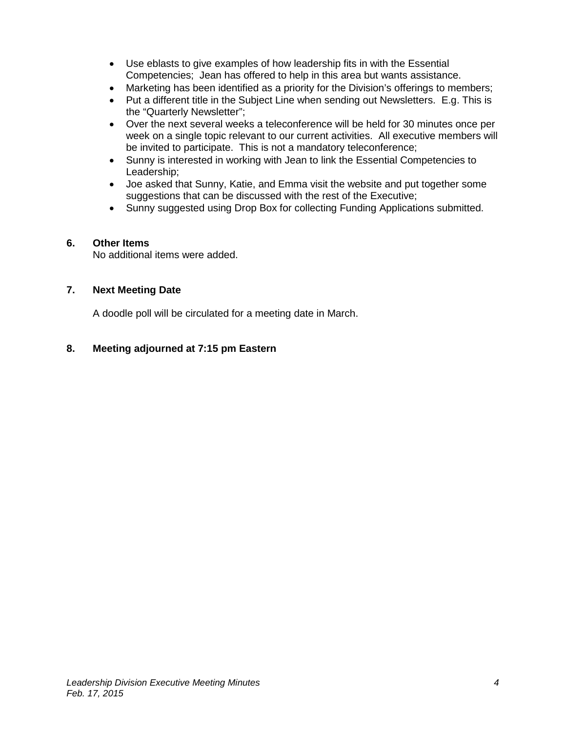- Use eblasts to give examples of how leadership fits in with the Essential Competencies; Jean has offered to help in this area but wants assistance.
- Marketing has been identified as a priority for the Division's offerings to members;
- Put a different title in the Subject Line when sending out Newsletters. E.g. This is the "Quarterly Newsletter";
- Over the next several weeks a teleconference will be held for 30 minutes once per week on a single topic relevant to our current activities. All executive members will be invited to participate. This is not a mandatory teleconference;
- Sunny is interested in working with Jean to link the Essential Competencies to Leadership;
- Joe asked that Sunny, Katie, and Emma visit the website and put together some suggestions that can be discussed with the rest of the Executive;
- Sunny suggested using Drop Box for collecting Funding Applications submitted.

**6. Other Items**

No additional items were added.

**7. Next Meeting Date**

A doodle poll will be circulated for a meeting date in March.

**8. Meeting adjourned at 7:15 pm Eastern**